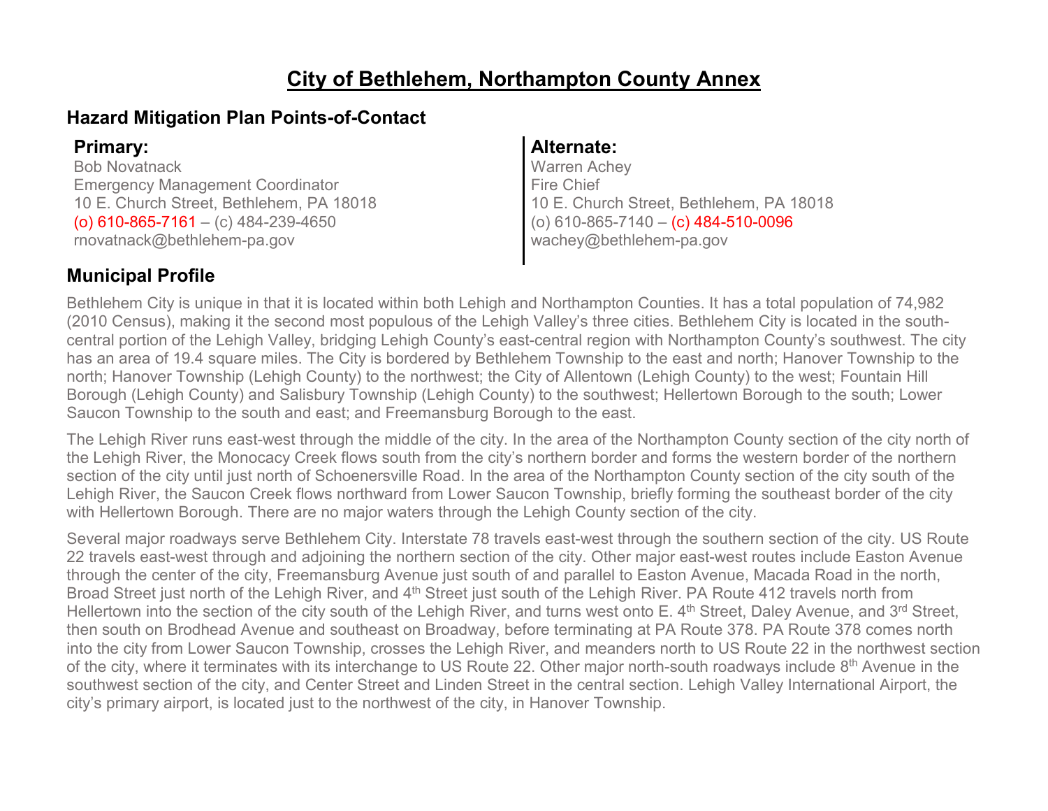# City of Bethlehem, Northampton County Annex

## Hazard Mitigation Plan Points-of-Contact

**Primary:**
Bob Novatnack
Emergency Management Coordinator
10 E. Church Street, Bethlehem, PA 18018
(o) 610-865-7161 – (c) 484-239-4650
rnovatnack@bethlehem-pa.gov

**Alternate:**
Warren Achey
Fire Chief
10 E. Church Street, Bethlehem, PA 18018
(o) 610-865-7140 – (c) 484-510-0096
wachey@bethlehem-pa.gov

## Municipal Profile

Bethlehem City is unique in that it is located within both Lehigh and Northampton Counties. It has a total population of 74,982 (2010 Census), making it the second most populous of the Lehigh Valley's three cities. Bethlehem City is located in the south-central portion of the Lehigh Valley, bridging Lehigh County's east-central region with Northampton County's southwest. The city has an area of 19.4 square miles. The City is bordered by Bethlehem Township to the east and north; Hanover Township to the north; Hanover Township (Lehigh County) to the northwest; the City of Allentown (Lehigh County) to the west; Fountain Hill Borough (Lehigh County) and Salisbury Township (Lehigh County) to the southwest; Hellertown Borough to the south; Lower Saucon Township to the south and east; and Freemansburg Borough to the east.

The Lehigh River runs east-west through the middle of the city. In the area of the Northampton County section of the city north of the Lehigh River, the Monocacy Creek flows south from the city's northern border and forms the western border of the northern section of the city until just north of Schoenersville Road. In the area of the Northampton County section of the city south of the Lehigh River, the Saucon Creek flows northward from Lower Saucon Township, briefly forming the southeast border of the city with Hellertown Borough. There are no major waters through the Lehigh County section of the city.

Several major roadways serve Bethlehem City. Interstate 78 travels east-west through the southern section of the city. US Route 22 travels east-west through and adjoining the northern section of the city. Other major east-west routes include Easton Avenue through the center of the city, Freemansburg Avenue just south of and parallel to Easton Avenue, Macada Road in the north, Broad Street just north of the Lehigh River, and 4th Street just south of the Lehigh River. PA Route 412 travels north from Hellertown into the section of the city south of the Lehigh River, and turns west onto E. 4th Street, Daley Avenue, and 3rd Street, then south on Brodhead Avenue and southeast on Broadway, before terminating at PA Route 378. PA Route 378 comes north into the city from Lower Saucon Township, crosses the Lehigh River, and meanders north to US Route 22 in the northwest section of the city, where it terminates with its interchange to US Route 22. Other major north-south roadways include 8th Avenue in the southwest section of the city, and Center Street and Linden Street in the central section. Lehigh Valley International Airport, the city's primary airport, is located just to the northwest of the city, in Hanover Township.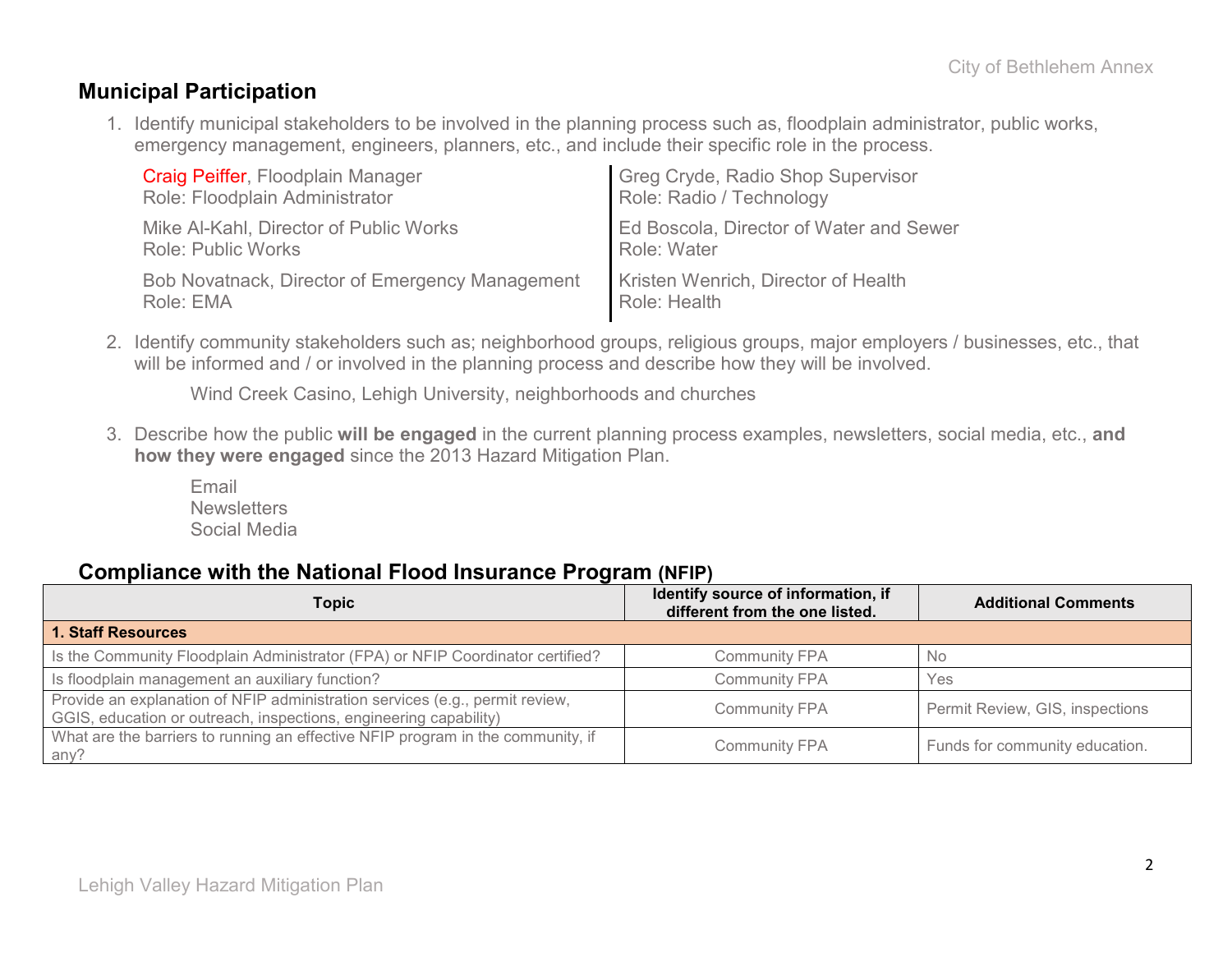## Municipal Participation

1. Identify municipal stakeholders to be involved in the planning process such as, floodplain administrator, public works, emergency management, engineers, planners, etc., and include their specific role in the process.

   Craig Peiffer, Floodplain Manager
   Role: Floodplain Administrator

   Mike Al-Kahl, Director of Public Works
   Role: Public Works

   Bob Novatnack, Director of Emergency Management
   Role: EMA

   Greg Cryde, Radio Shop Supervisor
   Role: Radio / Technology

   Ed Boscola, Director of Water and Sewer
   Role: Water

   Kristen Wenrich, Director of Health
   Role: Health

2. Identify community stakeholders such as; neighborhood groups, religious groups, major employers / businesses, etc., that will be informed and / or involved in the planning process and describe how they will be involved.

   Wind Creek Casino, Lehigh University, neighborhoods and churches

3. Describe how the public **will be engaged** in the current planning process examples, newsletters, social media, etc., **and how they were engaged** since the 2013 Hazard Mitigation Plan.

   Email
   Newsletters
   Social Media

## Compliance with the National Flood Insurance Program (NFIP)

| Topic | Identify source of information, if different from the one listed. | Additional Comments |
|---|---|---|
| **1. Staff Resources** | | |
| Is the Community Floodplain Administrator (FPA) or NFIP Coordinator certified? | Community FPA | No |
| Is floodplain management an auxiliary function? | Community FPA | Yes |
| Provide an explanation of NFIP administration services (e.g., permit review, GGIS, education or outreach, inspections, engineering capability) | Community FPA | Permit Review, GIS, inspections |
| What are the barriers to running an effective NFIP program in the community, if any? | Community FPA | Funds for community education. |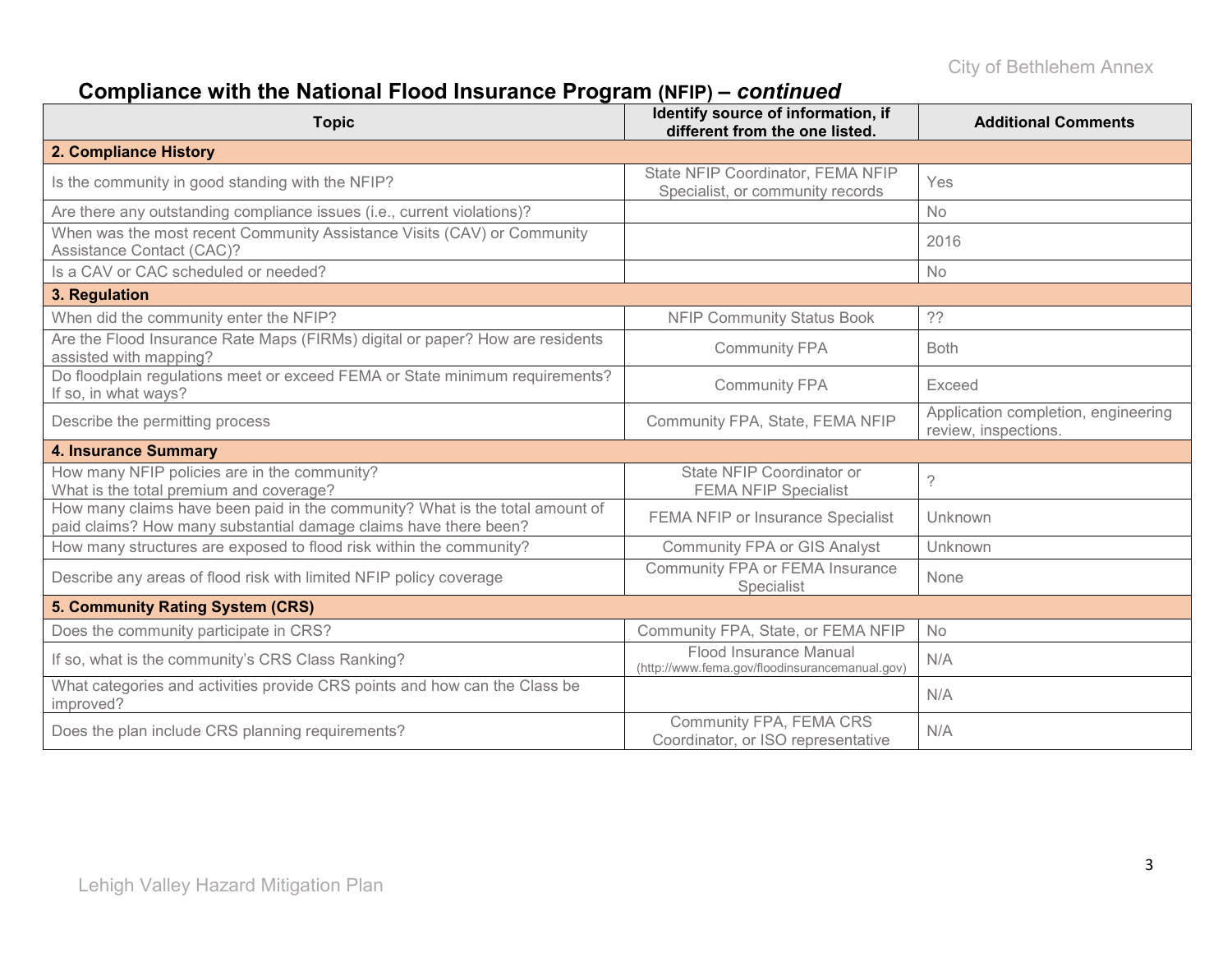## Compliance with the National Flood Insurance Program (NFIP) – *continued*

| Topic | Identify source of information, if different from the one listed. | Additional Comments |
| --- | --- | --- |
| **2. Compliance History** | | |
| Is the community in good standing with the NFIP? | State NFIP Coordinator, FEMA NFIP Specialist, or community records | Yes |
| Are there any outstanding compliance issues (i.e., current violations)? | | No |
| When was the most recent Community Assistance Visits (CAV) or Community Assistance Contact (CAC)? | | 2016 |
| Is a CAV or CAC scheduled or needed? | | No |
| **3. Regulation** | | |
| When did the community enter the NFIP? | NFIP Community Status Book | ?? |
| Are the Flood Insurance Rate Maps (FIRMs) digital or paper? How are residents assisted with mapping? | Community FPA | Both |
| Do floodplain regulations meet or exceed FEMA or State minimum requirements? If so, in what ways? | Community FPA | Exceed |
| Describe the permitting process | Community FPA, State, FEMA NFIP | Application completion, engineering review, inspections. |
| **4. Insurance Summary** | | |
| How many NFIP policies are in the community? What is the total premium and coverage? | State NFIP Coordinator or FEMA NFIP Specialist | ? |
| How many claims have been paid in the community? What is the total amount of paid claims? How many substantial damage claims have there been? | FEMA NFIP or Insurance Specialist | Unknown |
| How many structures are exposed to flood risk within the community? | Community FPA or GIS Analyst | Unknown |
| Describe any areas of flood risk with limited NFIP policy coverage | Community FPA or FEMA Insurance Specialist | None |
| **5. Community Rating System (CRS)** | | |
| Does the community participate in CRS? | Community FPA, State, or FEMA NFIP | No |
| If so, what is the community's CRS Class Ranking? | Flood Insurance Manual (http://www.fema.gov/floodinsurancemanual.gov) | N/A |
| What categories and activities provide CRS points and how can the Class be improved? | | N/A |
| Does the plan include CRS planning requirements? | Community FPA, FEMA CRS Coordinator, or ISO representative | N/A |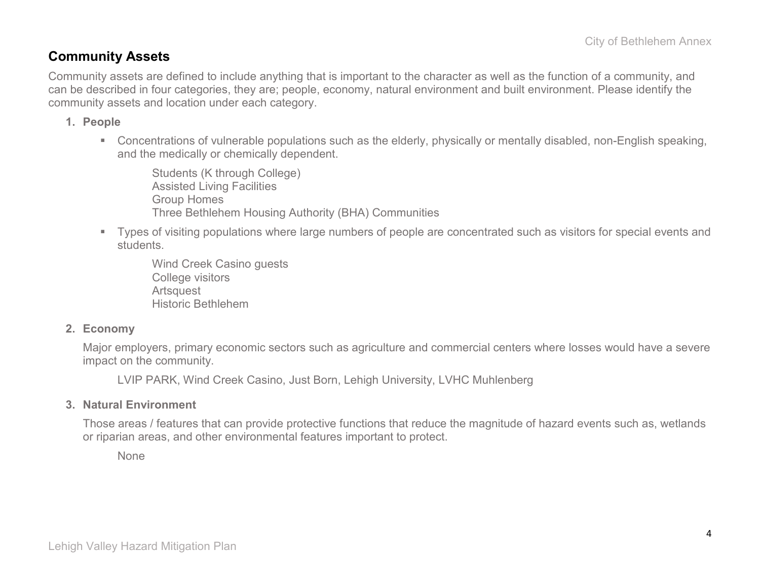## Community Assets

Community assets are defined to include anything that is important to the character as well as the function of a community, and can be described in four categories, they are; people, economy, natural environment and built environment. Please identify the community assets and location under each category.

1. **People**

   - Concentrations of vulnerable populations such as the elderly, physically or mentally disabled, non-English speaking, and the medically or chemically dependent.

     Students (K through College)
     Assisted Living Facilities
     Group Homes
     Three Bethlehem Housing Authority (BHA) Communities

   - Types of visiting populations where large numbers of people are concentrated such as visitors for special events and students.

     Wind Creek Casino guests
     College visitors
     Artsquest
     Historic Bethlehem

2. **Economy**

   Major employers, primary economic sectors such as agriculture and commercial centers where losses would have a severe impact on the community.

   LVIP PARK, Wind Creek Casino, Just Born, Lehigh University, LVHC Muhlenberg

3. **Natural Environment**

   Those areas / features that can provide protective functions that reduce the magnitude of hazard events such as, wetlands or riparian areas, and other environmental features important to protect.

   None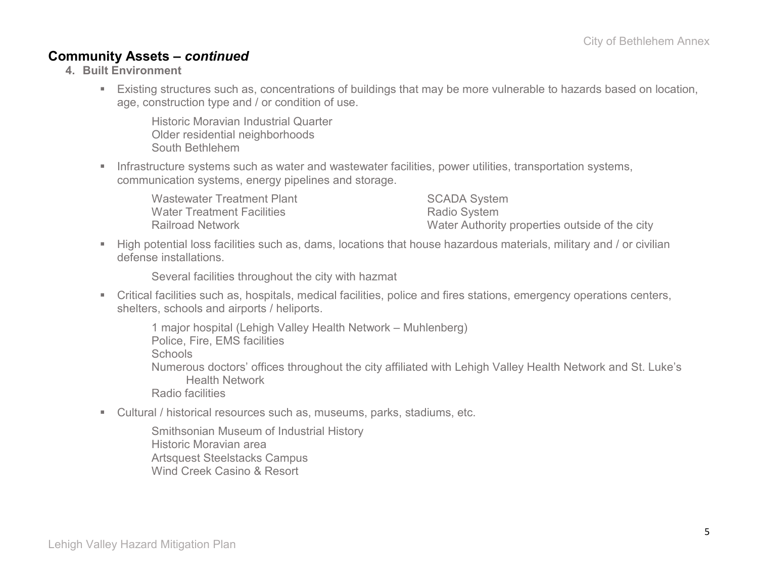## Community Assets – *continued*

### 4. Built Environment

- Existing structures such as, concentrations of buildings that may be more vulnerable to hazards based on location, age, construction type and / or condition of use.

  Historic Moravian Industrial Quarter
  Older residential neighborhoods
  South Bethlehem

- Infrastructure systems such as water and wastewater facilities, power utilities, transportation systems, communication systems, energy pipelines and storage.

  Wastewater Treatment Plant
  Water Treatment Facilities
  Railroad Network
  SCADA System
  Radio System
  Water Authority properties outside of the city

- High potential loss facilities such as, dams, locations that house hazardous materials, military and / or civilian defense installations.

  Several facilities throughout the city with hazmat

- Critical facilities such as, hospitals, medical facilities, police and fires stations, emergency operations centers, shelters, schools and airports / heliports.

  1 major hospital (Lehigh Valley Health Network – Muhlenberg)
  Police, Fire, EMS facilities
  Schools
  Numerous doctors' offices throughout the city affiliated with Lehigh Valley Health Network and St. Luke's Health Network
  Radio facilities

- Cultural / historical resources such as, museums, parks, stadiums, etc.

  Smithsonian Museum of Industrial History
  Historic Moravian area
  Artsquest Steelstacks Campus
  Wind Creek Casino & Resort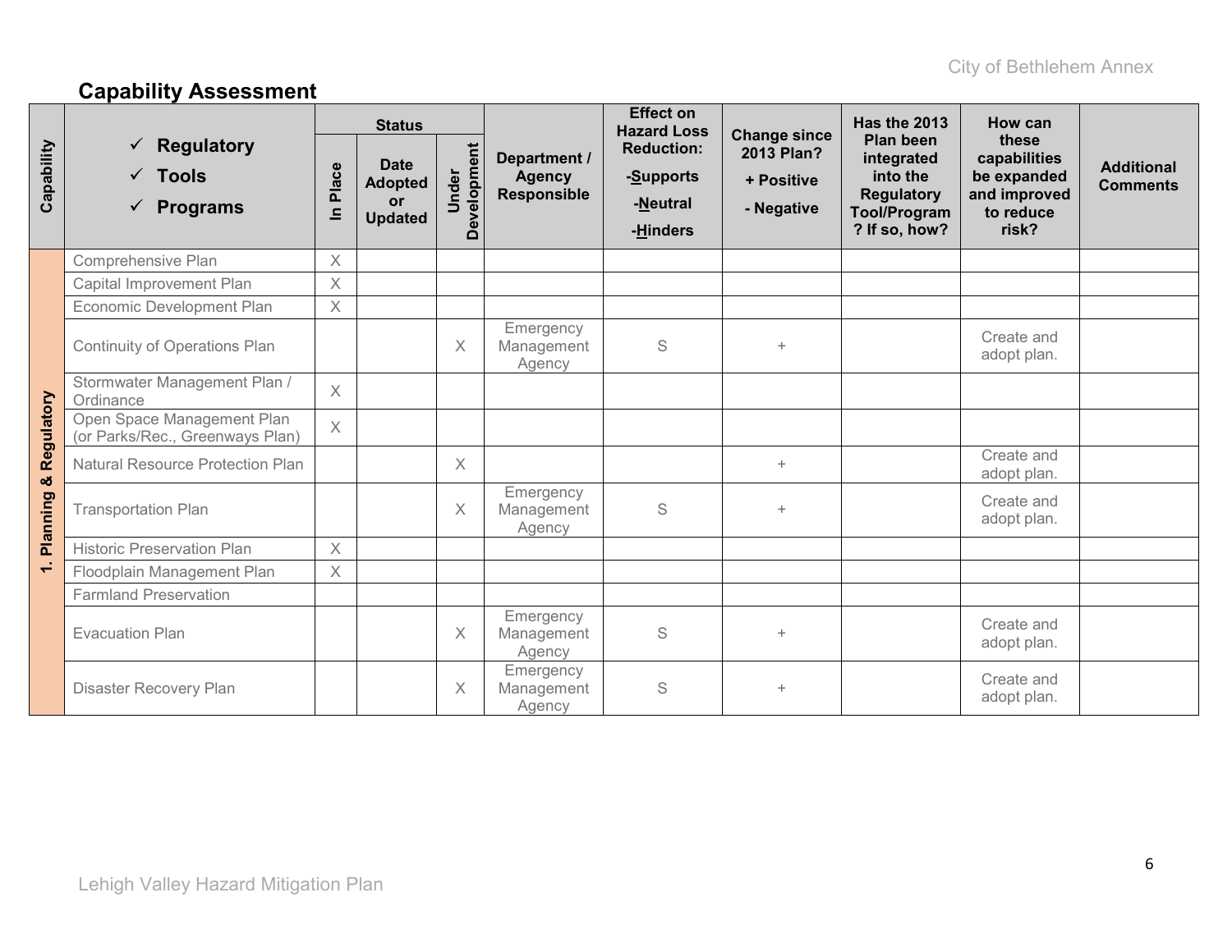## Capability Assessment

| Capability | ✓ Regulatory<br>✓ Tools<br>✓ Programs | Status | | | Department / Agency Responsible | Effect on Hazard Loss Reduction:<br>-Supports<br>-Neutral<br>-Hinders | Change since 2013 Plan?<br>+ Positive<br>- Negative | Has the 2013 Plan been integrated into the Regulatory Tool/Program? If so, how? | How can these capabilities be expanded and improved to reduce risk? | Additional Comments |
|---|---|---|---|---|---|---|---|---|---|---|
| | | In Place | Date Adopted or Updated | Under Development | | | | | | |
| 1. Planning & Regulatory | Comprehensive Plan | X | | | | | | | | |
| | Capital Improvement Plan | X | | | | | | | | |
| | Economic Development Plan | X | | | | | | | | |
| | Continuity of Operations Plan | | | X | Emergency Management Agency | S | + | | Create and adopt plan. | |
| | Stormwater Management Plan / Ordinance | X | | | | | | | | |
| | Open Space Management Plan (or Parks/Rec., Greenways Plan) | X | | | | | | | | |
| | Natural Resource Protection Plan | | | X | | | + | | Create and adopt plan. | |
| | Transportation Plan | | | X | Emergency Management Agency | S | + | | Create and adopt plan. | |
| | Historic Preservation Plan | X | | | | | | | | |
| | Floodplain Management Plan | X | | | | | | | | |
| | Farmland Preservation | | | | | | | | | |
| | Evacuation Plan | | | X | Emergency Management Agency | S | + | | Create and adopt plan. | |
| | Disaster Recovery Plan | | | X | Emergency Management Agency | S | + | | Create and adopt plan. | |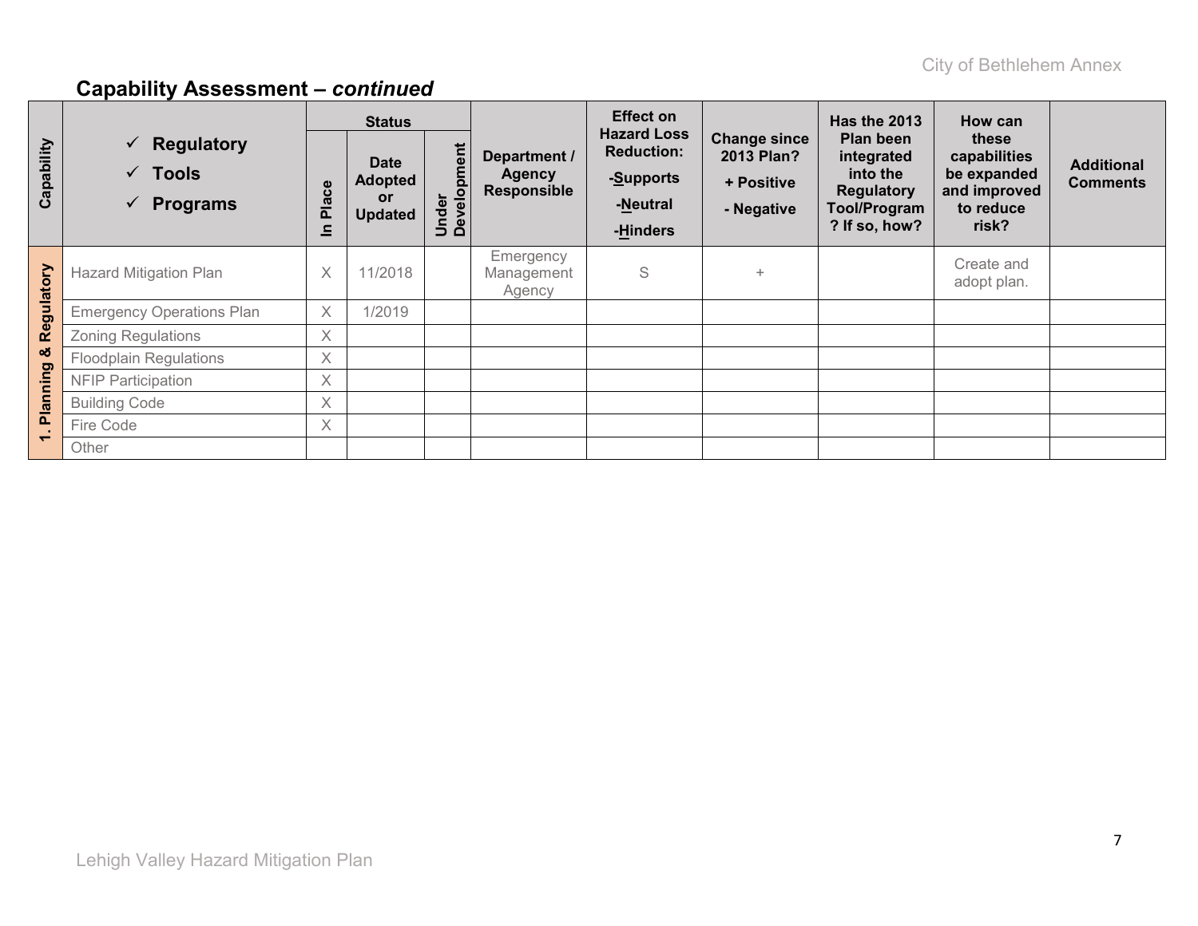## Capability Assessment – *continued*

| Capability | ✓ Regulatory<br>✓ Tools<br>✓ Programs | Status | | | Department / Agency Responsible | Effect on Hazard Loss Reduction:<br>-Supports<br>-Neutral<br>-Hinders | Change since 2013 Plan?<br>+ Positive<br>- Negative | Has the 2013 Plan been integrated into the Regulatory Tool/Program? If so, how? | How can these capabilities be expanded and improved to reduce risk? | Additional Comments |
|---|---|---|---|---|---|---|---|---|---|---|
| | | In Place | Date Adopted or Updated | Under Development | | | | | | |
| 1. Planning & Regulatory | Hazard Mitigation Plan | X | 11/2018 | | Emergency Management Agency | S | + | | Create and adopt plan. | |
| | Emergency Operations Plan | X | 1/2019 | | | | | | | |
| | Zoning Regulations | X | | | | | | | | |
| | Floodplain Regulations | X | | | | | | | | |
| | NFIP Participation | X | | | | | | | | |
| | Building Code | X | | | | | | | | |
| | Fire Code | X | | | | | | | | |
| | Other | | | | | | | | | |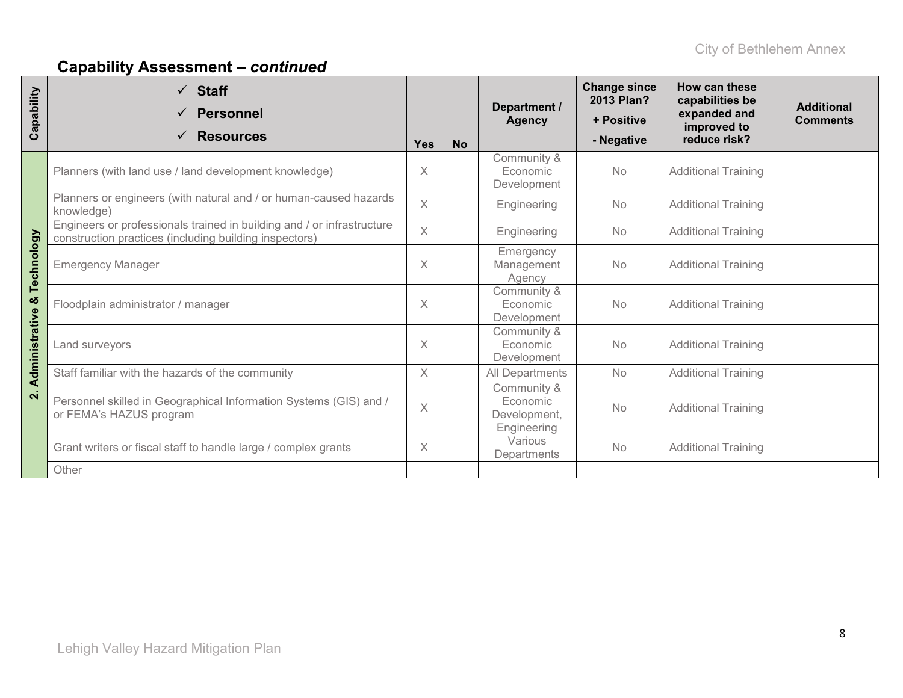## Capability Assessment – *continued*

| Capability | ✓ Staff ✓ Personnel ✓ Resources | Yes | No | Department / Agency | Change since 2013 Plan? + Positive - Negative | How can these capabilities be expanded and improved to reduce risk? | Additional Comments |
|---|---|---|---|---|---|---|---|
| 2. Administrative & Technology | Planners (with land use / land development knowledge) | X | | Community & Economic Development | No | Additional Training | |
| | Planners or engineers (with natural and / or human-caused hazards knowledge) | X | | Engineering | No | Additional Training | |
| | Engineers or professionals trained in building and / or infrastructure construction practices (including building inspectors) | X | | Engineering | No | Additional Training | |
| | Emergency Manager | X | | Emergency Management Agency | No | Additional Training | |
| | Floodplain administrator / manager | X | | Community & Economic Development | No | Additional Training | |
| | Land surveyors | X | | Community & Economic Development | No | Additional Training | |
| | Staff familiar with the hazards of the community | X | | All Departments | No | Additional Training | |
| | Personnel skilled in Geographical Information Systems (GIS) and / or FEMA's HAZUS program | X | | Community & Economic Development, Engineering | No | Additional Training | |
| | Grant writers or fiscal staff to handle large / complex grants | X | | Various Departments | No | Additional Training | |
| | Other | | | | | | |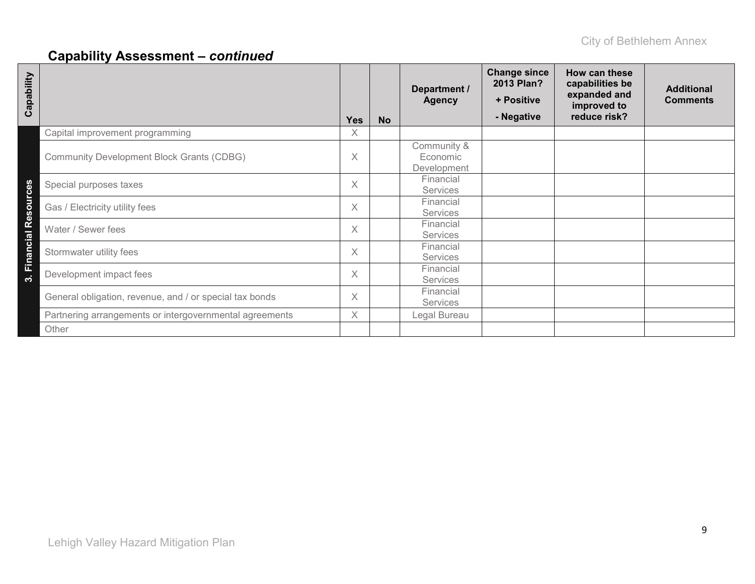## Capability Assessment – *continued*

| Capability | | Yes | No | Department / Agency | Change since 2013 Plan? + Positive - Negative | How can these capabilities be expanded and improved to reduce risk? | Additional Comments |
|---|---|---|---|---|---|---|---|
| 3. Financial Resources | Capital improvement programming | X | | | | | |
| | Community Development Block Grants (CDBG) | X | | Community & Economic Development | | | |
| | Special purposes taxes | X | | Financial Services | | | |
| | Gas / Electricity utility fees | X | | Financial Services | | | |
| | Water / Sewer fees | X | | Financial Services | | | |
| | Stormwater utility fees | X | | Financial Services | | | |
| | Development impact fees | X | | Financial Services | | | |
| | General obligation, revenue, and / or special tax bonds | X | | Financial Services | | | |
| | Partnering arrangements or intergovernmental agreements | X | | Legal Bureau | | | |
| | Other | | | | | | |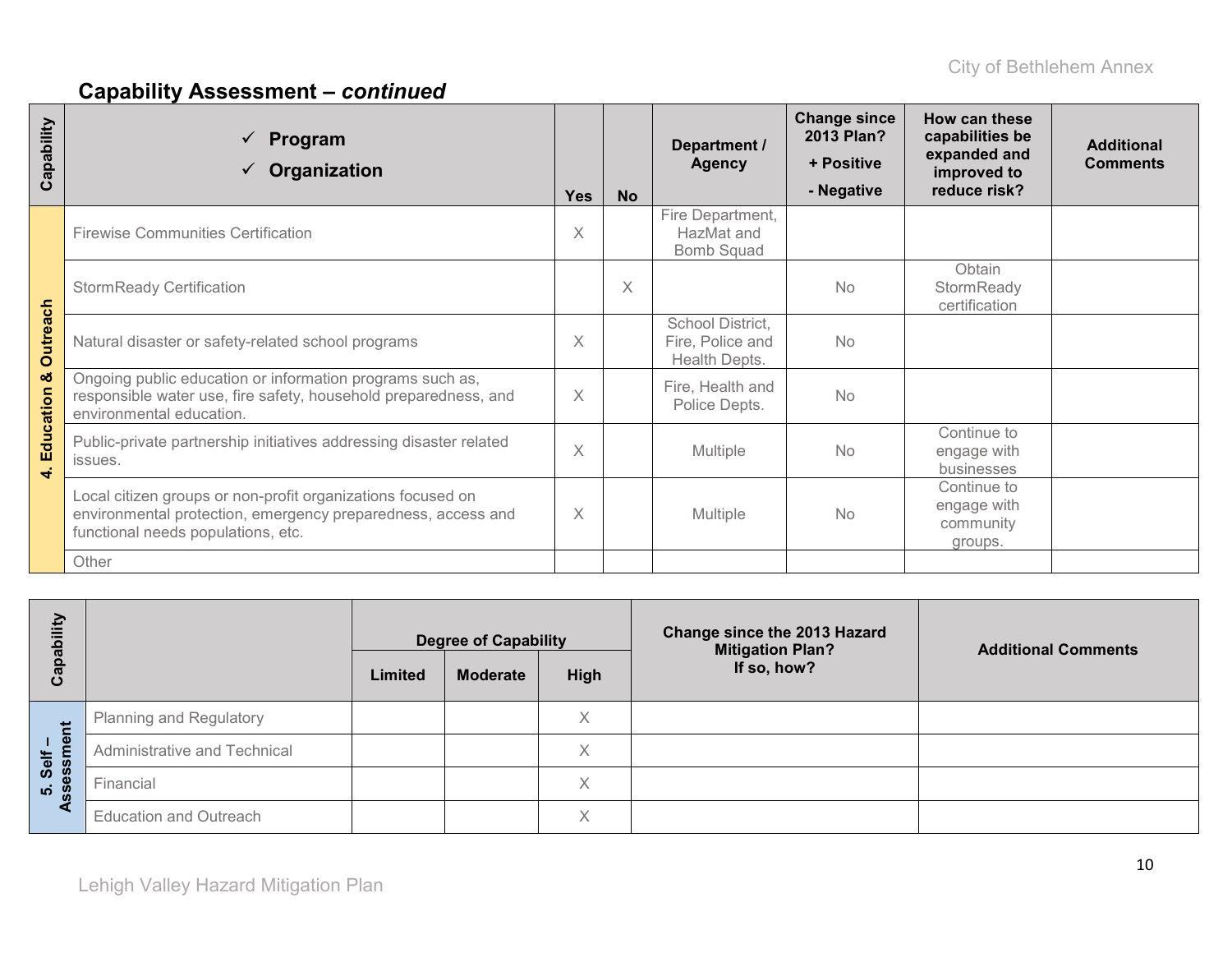## Capability Assessment – *continued*

| Capability | ✓ Program<br>✓ Organization | Yes | No | Department / Agency | Change since 2013 Plan?<br>+ Positive<br>- Negative | How can these capabilities be expanded and improved to reduce risk? | Additional Comments |
|---|---|---|---|---|---|---|---|
| 4. Education & Outreach | Firewise Communities Certification | X | | Fire Department, HazMat and Bomb Squad | | | |
| | StormReady Certification | | X | | No | Obtain StormReady certification | |
| | Natural disaster or safety-related school programs | X | | School District, Fire, Police and Health Depts. | No | | |
| | Ongoing public education or information programs such as, responsible water use, fire safety, household preparedness, and environmental education. | X | | Fire, Health and Police Depts. | No | | |
| | Public-private partnership initiatives addressing disaster related issues. | X | | Multiple | No | Continue to engage with businesses | |
| | Local citizen groups or non-profit organizations focused on environmental protection, emergency preparedness, access and functional needs populations, etc. | X | | Multiple | No | Continue to engage with community groups. | |
| | Other | | | | | | |

| Capability | | Degree of Capability | | | Change since the 2013 Hazard Mitigation Plan? If so, how? | Additional Comments |
|---|---|---|---|---|---|---|
| | | Limited | Moderate | High | | |
| 5. Self – Assessment | Planning and Regulatory | | | X | | |
| | Administrative and Technical | | | X | | |
| | Financial | | | X | | |
| | Education and Outreach | | | X | | |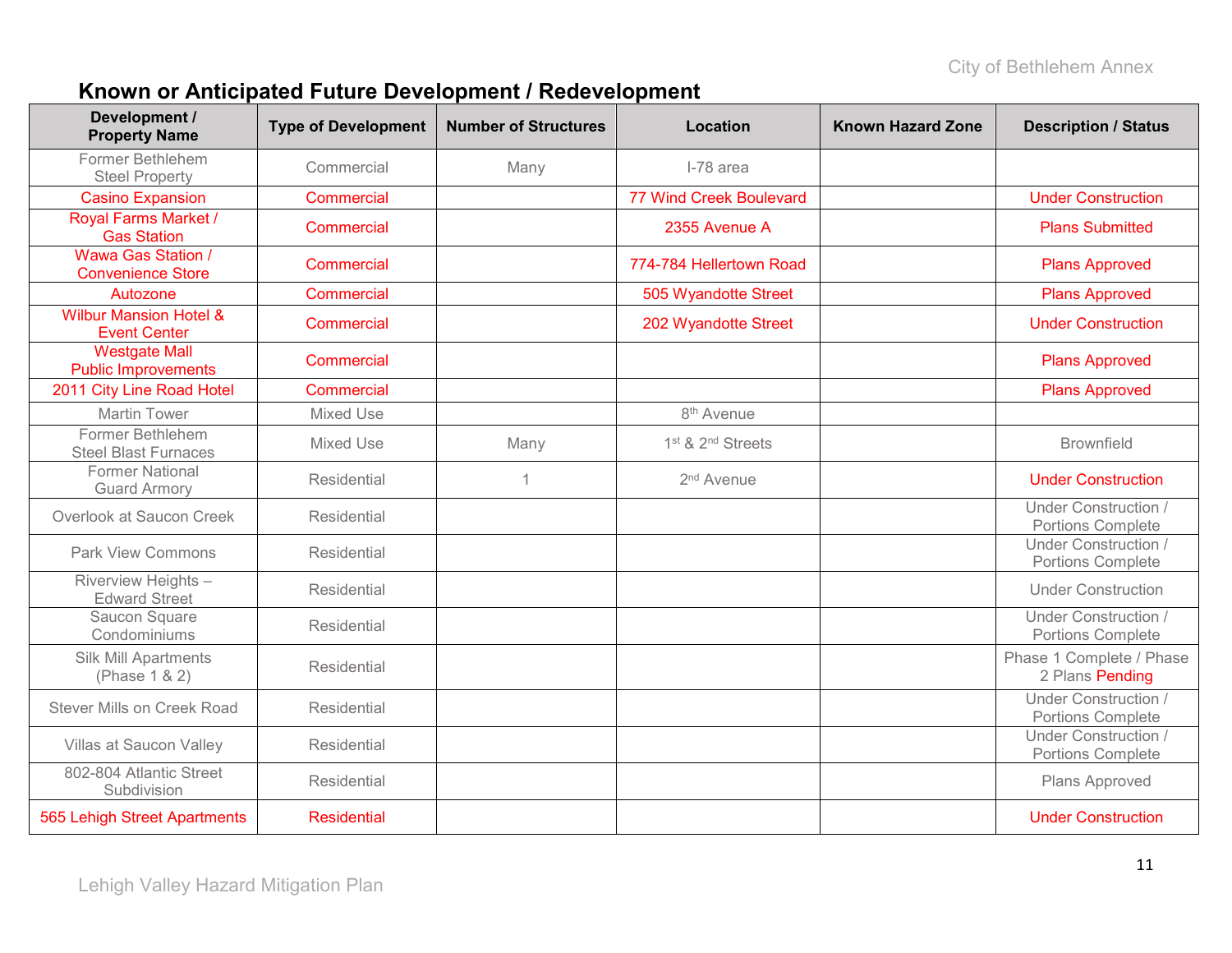## Known or Anticipated Future Development / Redevelopment

| Development / Property Name | Type of Development | Number of Structures | Location | Known Hazard Zone | Description / Status |
|---|---|---|---|---|---|
| Former Bethlehem Steel Property | Commercial | Many | I-78 area | | |
| Casino Expansion | Commercial | | 77 Wind Creek Boulevard | | Under Construction |
| Royal Farms Market / Gas Station | Commercial | | 2355 Avenue A | | Plans Submitted |
| Wawa Gas Station / Convenience Store | Commercial | | 774-784 Hellertown Road | | Plans Approved |
| Autozone | Commercial | | 505 Wyandotte Street | | Plans Approved |
| Wilbur Mansion Hotel & Event Center | Commercial | | 202 Wyandotte Street | | Under Construction |
| Westgate Mall Public Improvements | Commercial | | | | Plans Approved |
| 2011 City Line Road Hotel | Commercial | | | | Plans Approved |
| Martin Tower | Mixed Use | | 8th Avenue | | |
| Former Bethlehem Steel Blast Furnaces | Mixed Use | Many | 1st & 2nd Streets | | Brownfield |
| Former National Guard Armory | Residential | 1 | 2nd Avenue | | Under Construction |
| Overlook at Saucon Creek | Residential | | | | Under Construction / Portions Complete |
| Park View Commons | Residential | | | | Under Construction / Portions Complete |
| Riverview Heights – Edward Street | Residential | | | | Under Construction |
| Saucon Square Condominiums | Residential | | | | Under Construction / Portions Complete |
| Silk Mill Apartments (Phase 1 & 2) | Residential | | | | Phase 1 Complete / Phase 2 Plans Pending |
| Stever Mills on Creek Road | Residential | | | | Under Construction / Portions Complete |
| Villas at Saucon Valley | Residential | | | | Under Construction / Portions Complete |
| 802-804 Atlantic Street Subdivision | Residential | | | | Plans Approved |
| 565 Lehigh Street Apartments | Residential | | | | Under Construction |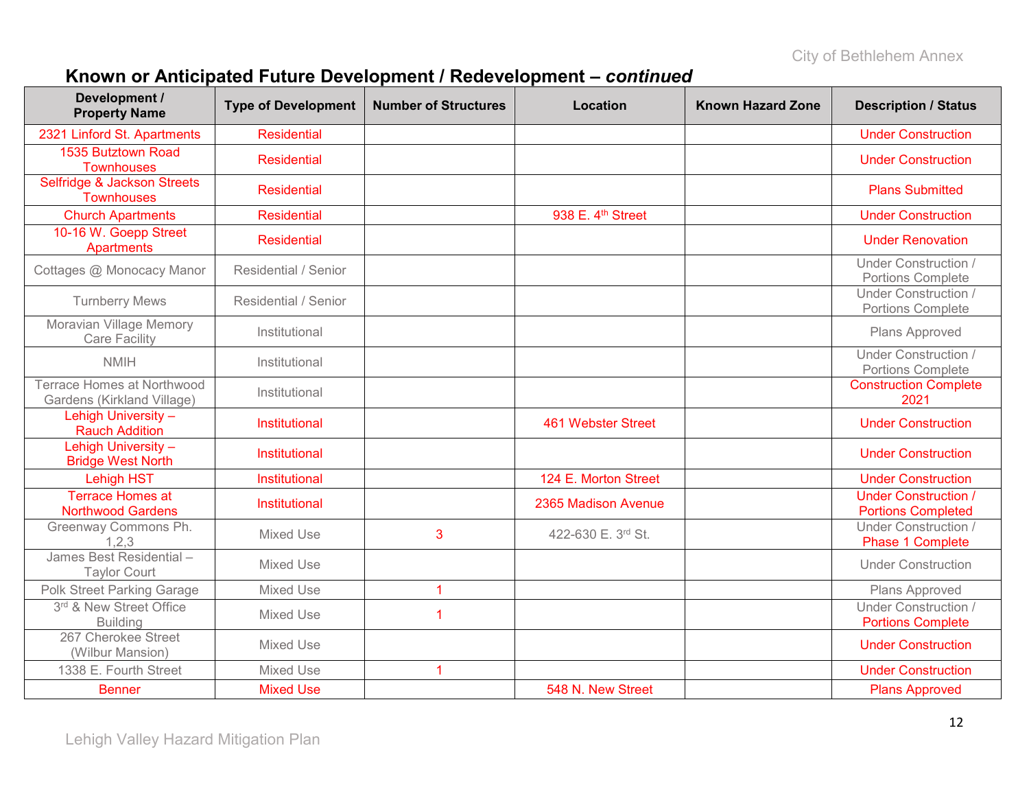## Known or Anticipated Future Development / Redevelopment – *continued*

| Development / Property Name | Type of Development | Number of Structures | Location | Known Hazard Zone | Description / Status |
|---|---|---|---|---|---|
| 2321 Linford St. Apartments | Residential | | | | Under Construction |
| 1535 Butztown Road Townhouses | Residential | | | | Under Construction |
| Selfridge & Jackson Streets Townhouses | Residential | | | | Plans Submitted |
| Church Apartments | Residential | | 938 E. 4th Street | | Under Construction |
| 10-16 W. Goepp Street Apartments | Residential | | | | Under Renovation |
| Cottages @ Monocacy Manor | Residential / Senior | | | | Under Construction / Portions Complete |
| Turnberry Mews | Residential / Senior | | | | Under Construction / Portions Complete |
| Moravian Village Memory Care Facility | Institutional | | | | Plans Approved |
| NMIH | Institutional | | | | Under Construction / Portions Complete |
| Terrace Homes at Northwood Gardens (Kirkland Village) | Institutional | | | | Construction Complete 2021 |
| Lehigh University – Rauch Addition | Institutional | | 461 Webster Street | | Under Construction |
| Lehigh University – Bridge West North | Institutional | | | | Under Construction |
| Lehigh HST | Institutional | | 124 E. Morton Street | | Under Construction |
| Terrace Homes at Northwood Gardens | Institutional | | 2365 Madison Avenue | | Under Construction / Portions Completed |
| Greenway Commons Ph. 1,2,3 | Mixed Use | 3 | 422-630 E. 3rd St. | | Under Construction / Phase 1 Complete |
| James Best Residential – Taylor Court | Mixed Use | | | | Under Construction |
| Polk Street Parking Garage | Mixed Use | 1 | | | Plans Approved |
| 3rd & New Street Office Building | Mixed Use | 1 | | | Under Construction / Portions Complete |
| 267 Cherokee Street (Wilbur Mansion) | Mixed Use | | | | Under Construction |
| 1338 E. Fourth Street | Mixed Use | 1 | | | Under Construction |
| Benner | Mixed Use | | 548 N. New Street | | Plans Approved |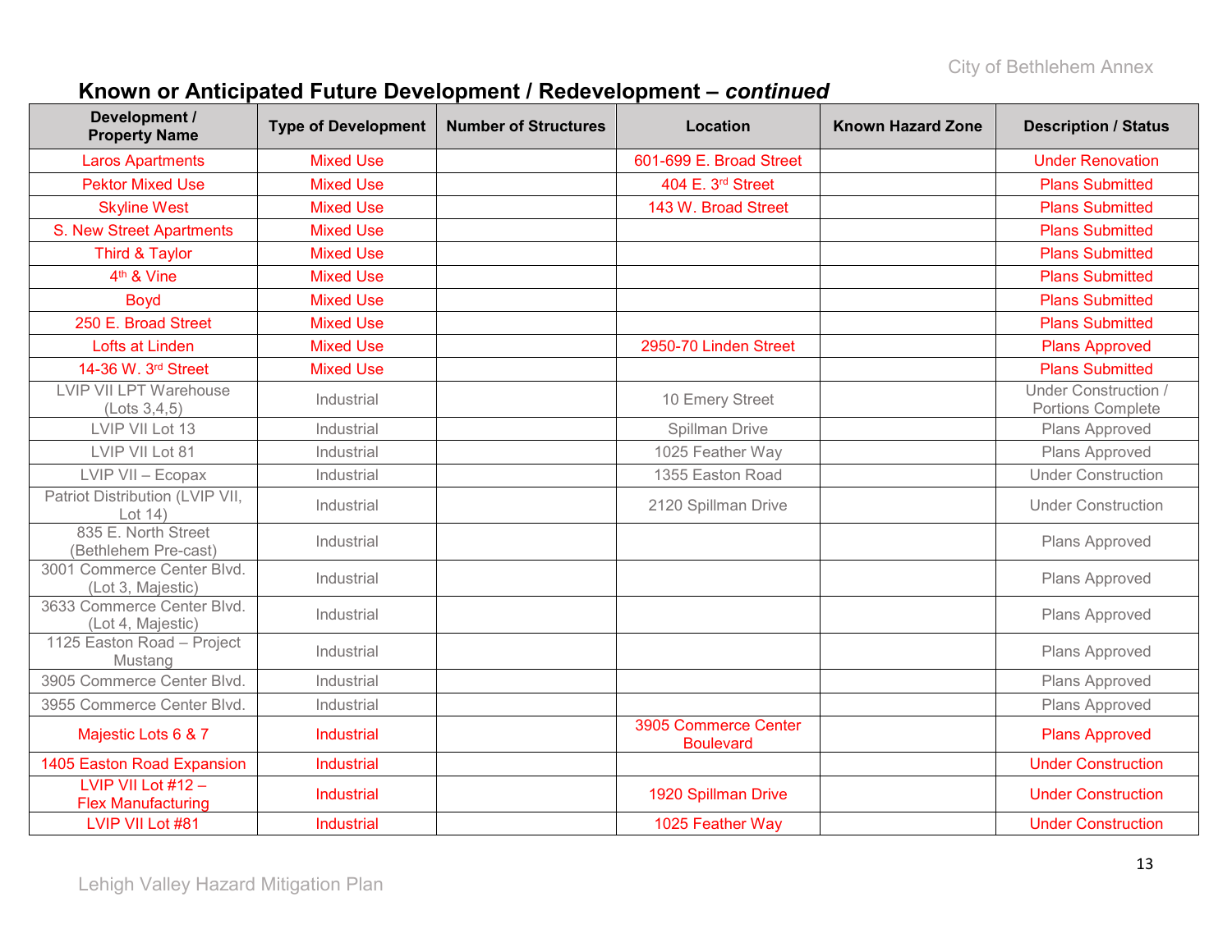## Known or Anticipated Future Development / Redevelopment – *continued*

| Development / Property Name | Type of Development | Number of Structures | Location | Known Hazard Zone | Description / Status |
|---|---|---|---|---|---|
| Laros Apartments | Mixed Use | | 601-699 E. Broad Street | | Under Renovation |
| Pektor Mixed Use | Mixed Use | | 404 E. 3rd Street | | Plans Submitted |
| Skyline West | Mixed Use | | 143 W. Broad Street | | Plans Submitted |
| S. New Street Apartments | Mixed Use | | | | Plans Submitted |
| Third & Taylor | Mixed Use | | | | Plans Submitted |
| 4th & Vine | Mixed Use | | | | Plans Submitted |
| Boyd | Mixed Use | | | | Plans Submitted |
| 250 E. Broad Street | Mixed Use | | | | Plans Submitted |
| Lofts at Linden | Mixed Use | | 2950-70 Linden Street | | Plans Approved |
| 14-36 W. 3rd Street | Mixed Use | | | | Plans Submitted |
| LVIP VII LPT Warehouse (Lots 3,4,5) | Industrial | | 10 Emery Street | | Under Construction / Portions Complete |
| LVIP VII Lot 13 | Industrial | | Spillman Drive | | Plans Approved |
| LVIP VII Lot 81 | Industrial | | 1025 Feather Way | | Plans Approved |
| LVIP VII – Ecopax | Industrial | | 1355 Easton Road | | Under Construction |
| Patriot Distribution (LVIP VII, Lot 14) | Industrial | | 2120 Spillman Drive | | Under Construction |
| 835 E. North Street (Bethlehem Pre-cast) | Industrial | | | | Plans Approved |
| 3001 Commerce Center Blvd. (Lot 3, Majestic) | Industrial | | | | Plans Approved |
| 3633 Commerce Center Blvd. (Lot 4, Majestic) | Industrial | | | | Plans Approved |
| 1125 Easton Road – Project Mustang | Industrial | | | | Plans Approved |
| 3905 Commerce Center Blvd. | Industrial | | | | Plans Approved |
| 3955 Commerce Center Blvd. | Industrial | | | | Plans Approved |
| Majestic Lots 6 & 7 | Industrial | | 3905 Commerce Center Boulevard | | Plans Approved |
| 1405 Easton Road Expansion | Industrial | | | | Under Construction |
| LVIP VII Lot #12 – Flex Manufacturing | Industrial | | 1920 Spillman Drive | | Under Construction |
| LVIP VII Lot #81 | Industrial | | 1025 Feather Way | | Under Construction |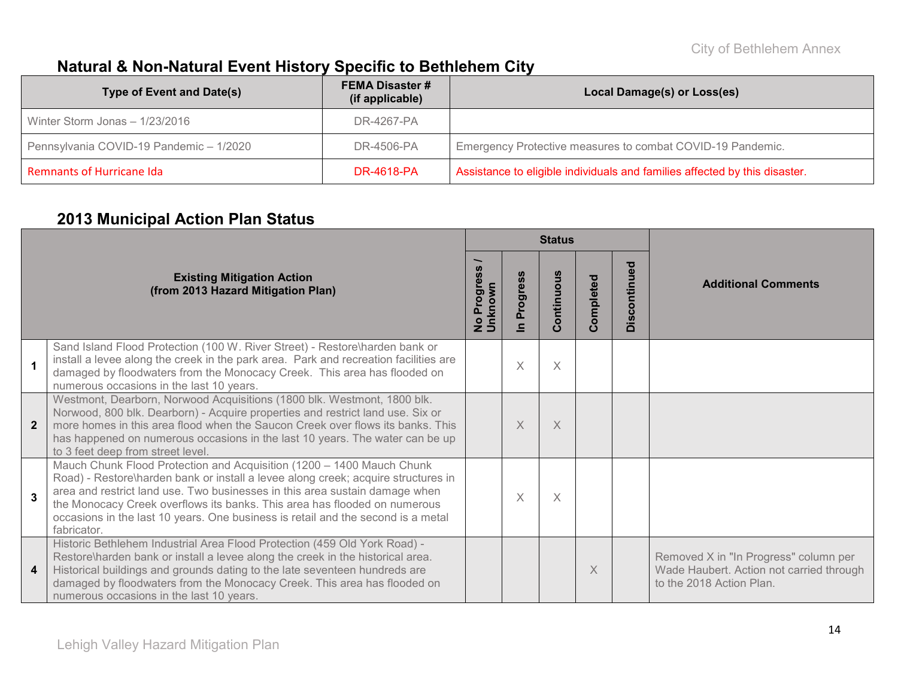## Natural & Non-Natural Event History Specific to Bethlehem City

| Type of Event and Date(s) | FEMA Disaster # (if applicable) | Local Damage(s) or Loss(es) |
|---|---|---|
| Winter Storm Jonas – 1/23/2016 | DR-4267-PA | |
| Pennsylvania COVID-19 Pandemic – 1/2020 | DR-4506-PA | Emergency Protective measures to combat COVID-19 Pandemic. |
| Remnants of Hurricane Ida | DR-4618-PA | Assistance to eligible individuals and families affected by this disaster. |

## 2013 Municipal Action Plan Status

| | Existing Mitigation Action (from 2013 Hazard Mitigation Plan) | Status | | | | | Additional Comments |
|---|---|---|---|---|---|---|---|
| | | No Progress / Unknown | In Progress | Continuous | Completed | Discontinued | |
| 1 | Sand Island Flood Protection (100 W. River Street) - Restore\harden bank or install a levee along the creek in the park area. Park and recreation facilities are damaged by floodwaters from the Monocacy Creek. This area has flooded on numerous occasions in the last 10 years. | | X | X | | | |
| 2 | Westmont, Dearborn, Norwood Acquisitions (1800 blk. Westmont, 1800 blk. Norwood, 800 blk. Dearborn) - Acquire properties and restrict land use. Six or more homes in this area flood when the Saucon Creek over flows its banks. This has happened on numerous occasions in the last 10 years. The water can be up to 3 feet deep from street level. | | X | X | | | |
| 3 | Mauch Chunk Flood Protection and Acquisition (1200 – 1400 Mauch Chunk Road) - Restore\harden bank or install a levee along creek; acquire structures in area and restrict land use. Two businesses in this area sustain damage when the Monocacy Creek overflows its banks. This area has flooded on numerous occasions in the last 10 years. One business is retail and the second is a metal fabricator. | | X | X | | | |
| 4 | Historic Bethlehem Industrial Area Flood Protection (459 Old York Road) - Restore\harden bank or install a levee along the creek in the historical area. Historical buildings and grounds dating to the late seventeen hundreds are damaged by floodwaters from the Monocacy Creek. This area has flooded on numerous occasions in the last 10 years. | | | | X | | Removed X in "In Progress" column per Wade Haubert. Action not carried through to the 2018 Action Plan. |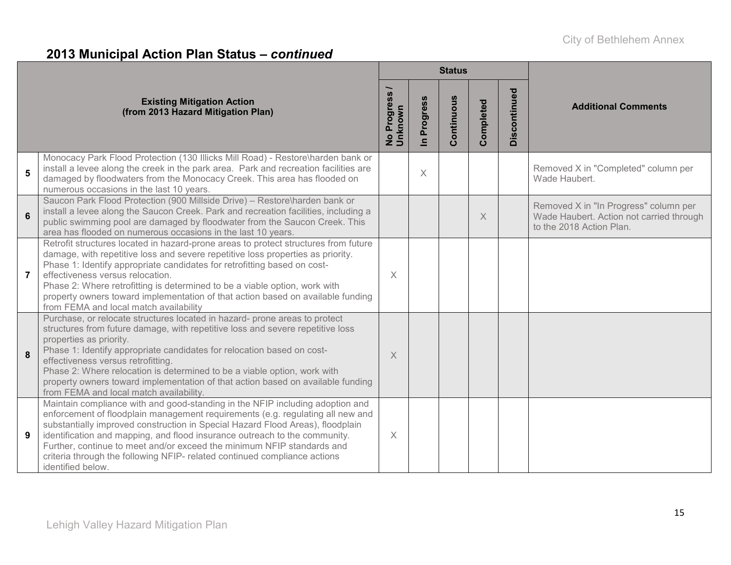## 2013 Municipal Action Plan Status – *continued*

| | Existing Mitigation Action (from 2013 Hazard Mitigation Plan) | Status | | | | | Additional Comments |
|---|---|---|---|---|---|---|---|
| | | No Progress / Unknown | In Progress | Continuous | Completed | Discontinued | |
| **5** | Monocacy Park Flood Protection (130 Illicks Mill Road) - Restore\harden bank or install a levee along the creek in the park area. Park and recreation facilities are damaged by floodwaters from the Monocacy Creek. This area has flooded on numerous occasions in the last 10 years. | | X | | | | Removed X in "Completed" column per Wade Haubert. |
| **6** | Saucon Park Flood Protection (900 Millside Drive) – Restore\harden bank or install a levee along the Saucon Creek. Park and recreation facilities, including a public swimming pool are damaged by floodwater from the Saucon Creek. This area has flooded on numerous occasions in the last 10 years. | | | | X | | Removed X in "In Progress" column per Wade Haubert. Action not carried through to the 2018 Action Plan. |
| **7** | Retrofit structures located in hazard-prone areas to protect structures from future damage, with repetitive loss and severe repetitive loss properties as priority.<br>Phase 1: Identify appropriate candidates for retrofitting based on cost-effectiveness versus relocation.<br>Phase 2: Where retrofitting is determined to be a viable option, work with property owners toward implementation of that action based on available funding from FEMA and local match availability | X | | | | | |
| **8** | Purchase, or relocate structures located in hazard- prone areas to protect structures from future damage, with repetitive loss and severe repetitive loss properties as priority.<br>Phase 1: Identify appropriate candidates for relocation based on cost-effectiveness versus retrofitting.<br>Phase 2: Where relocation is determined to be a viable option, work with property owners toward implementation of that action based on available funding from FEMA and local match availability. | X | | | | | |
| **9** | Maintain compliance with and good-standing in the NFIP including adoption and enforcement of floodplain management requirements (e.g. regulating all new and substantially improved construction in Special Hazard Flood Areas), floodplain identification and mapping, and flood insurance outreach to the community. Further, continue to meet and/or exceed the minimum NFIP standards and criteria through the following NFIP- related continued compliance actions identified below. | X | | | | | |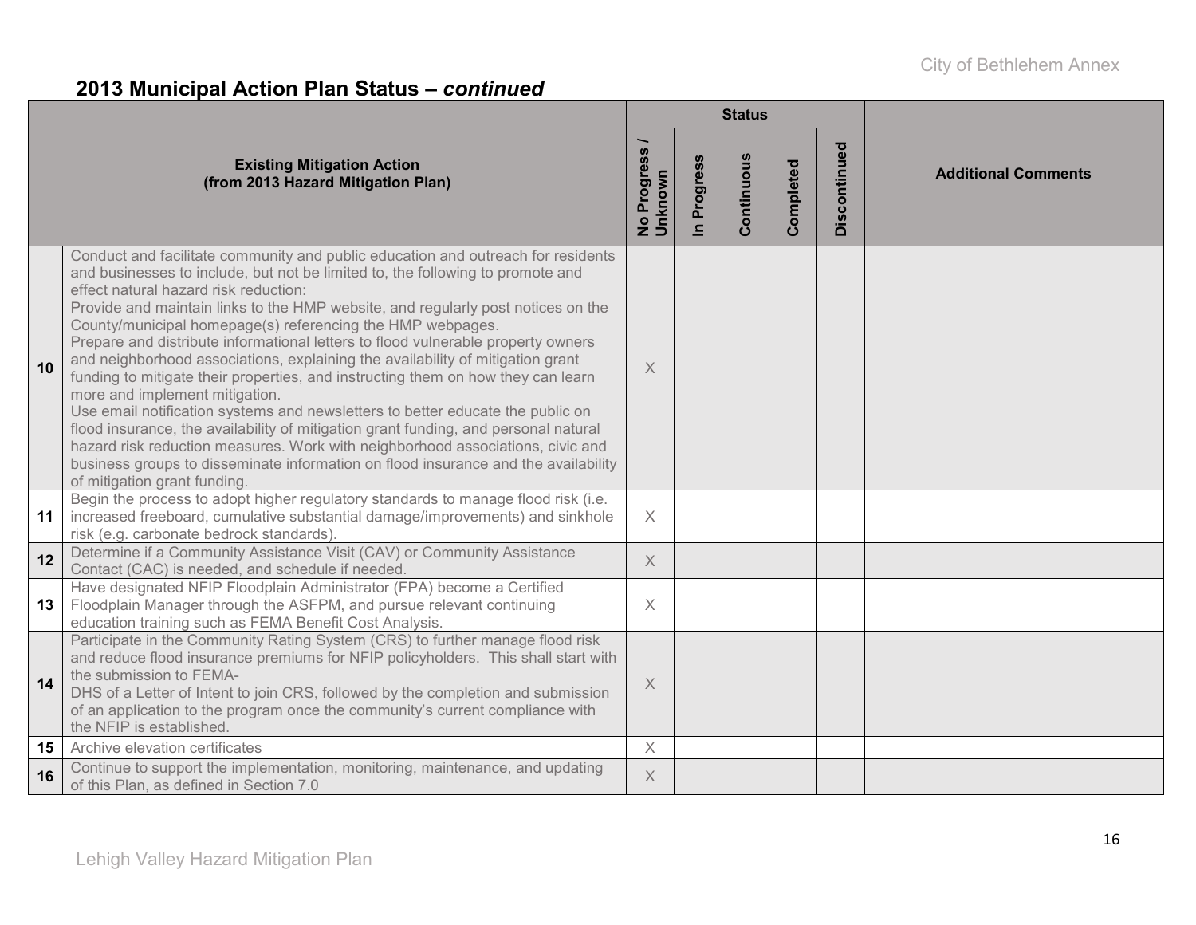## 2013 Municipal Action Plan Status – *continued*

| | Existing Mitigation Action (from 2013 Hazard Mitigation Plan) | Status | | | | | Additional Comments |
|---|---|---|---|---|---|---|---|
| | | No Progress / Unknown | In Progress | Continuous | Completed | Discontinued | |
| 10 | Conduct and facilitate community and public education and outreach for residents and businesses to include, but not be limited to, the following to promote and effect natural hazard risk reduction: Provide and maintain links to the HMP website, and regularly post notices on the County/municipal homepage(s) referencing the HMP webpages. Prepare and distribute informational letters to flood vulnerable property owners and neighborhood associations, explaining the availability of mitigation grant funding to mitigate their properties, and instructing them on how they can learn more and implement mitigation. Use email notification systems and newsletters to better educate the public on flood insurance, the availability of mitigation grant funding, and personal natural hazard risk reduction measures. Work with neighborhood associations, civic and business groups to disseminate information on flood insurance and the availability of mitigation grant funding. | X | | | | | |
| 11 | Begin the process to adopt higher regulatory standards to manage flood risk (i.e. increased freeboard, cumulative substantial damage/improvements) and sinkhole risk (e.g. carbonate bedrock standards). | X | | | | | |
| 12 | Determine if a Community Assistance Visit (CAV) or Community Assistance Contact (CAC) is needed, and schedule if needed. | X | | | | | |
| 13 | Have designated NFIP Floodplain Administrator (FPA) become a Certified Floodplain Manager through the ASFPM, and pursue relevant continuing education training such as FEMA Benefit Cost Analysis. | X | | | | | |
| 14 | Participate in the Community Rating System (CRS) to further manage flood risk and reduce flood insurance premiums for NFIP policyholders. This shall start with the submission to FEMA-DHS of a Letter of Intent to join CRS, followed by the completion and submission of an application to the program once the community's current compliance with the NFIP is established. | X | | | | | |
| 15 | Archive elevation certificates | X | | | | | |
| 16 | Continue to support the implementation, monitoring, maintenance, and updating of this Plan, as defined in Section 7.0 | X | | | | | |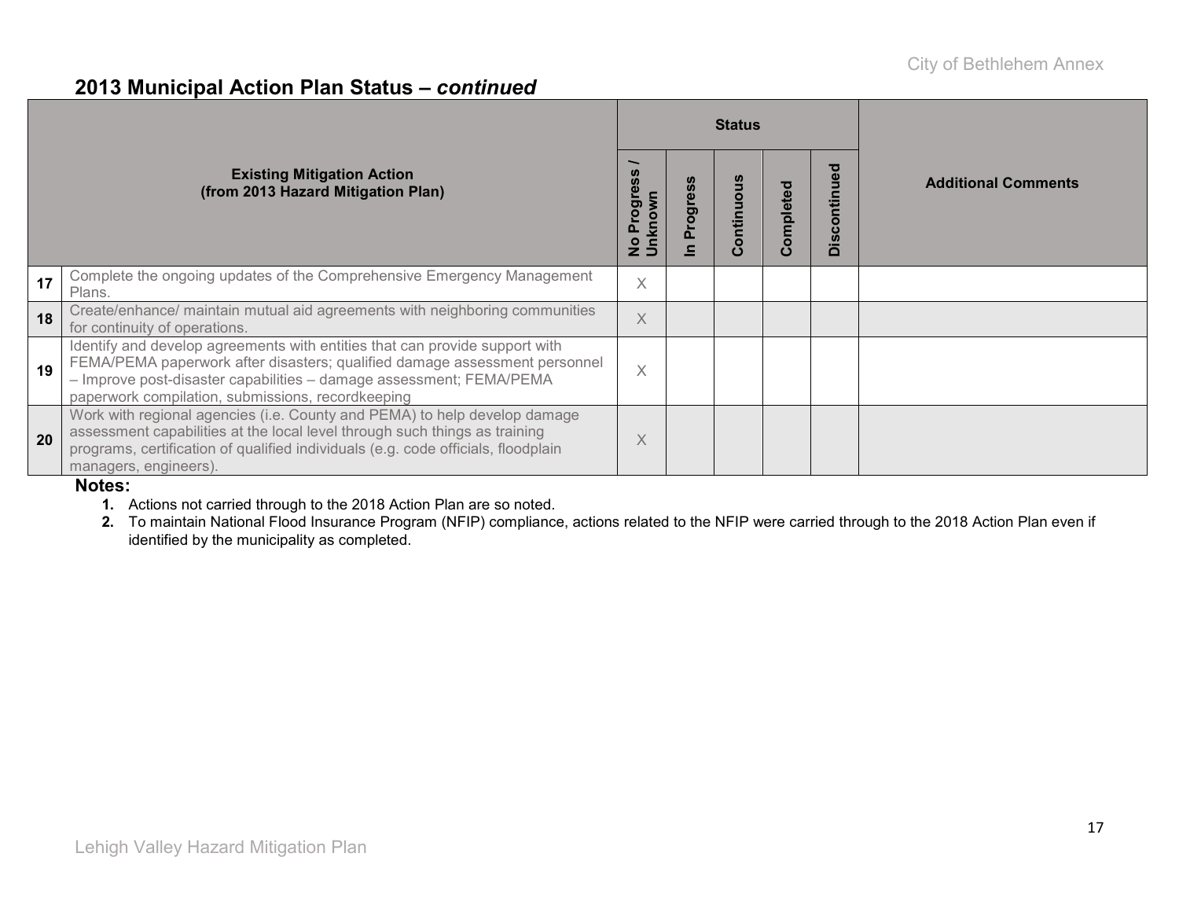## 2013 Municipal Action Plan Status – *continued*

| | Existing Mitigation Action (from 2013 Hazard Mitigation Plan) | Status | | | | | Additional Comments |
|---|---|---|---|---|---|---|---|
| | | No Progress / Unknown | In Progress | Continuous | Completed | Discontinued | |
| 17 | Complete the ongoing updates of the Comprehensive Emergency Management Plans. | X | | | | | |
| 18 | Create/enhance/ maintain mutual aid agreements with neighboring communities for continuity of operations. | X | | | | | |
| 19 | Identify and develop agreements with entities that can provide support with FEMA/PEMA paperwork after disasters; qualified damage assessment personnel – Improve post-disaster capabilities – damage assessment; FEMA/PEMA paperwork compilation, submissions, recordkeeping | X | | | | | |
| 20 | Work with regional agencies (i.e. County and PEMA) to help develop damage assessment capabilities at the local level through such things as training programs, certification of qualified individuals (e.g. code officials, floodplain managers, engineers). | X | | | | | |

**Notes:**

1. Actions not carried through to the 2018 Action Plan are so noted.
2. To maintain National Flood Insurance Program (NFIP) compliance, actions related to the NFIP were carried through to the 2018 Action Plan even if identified by the municipality as completed.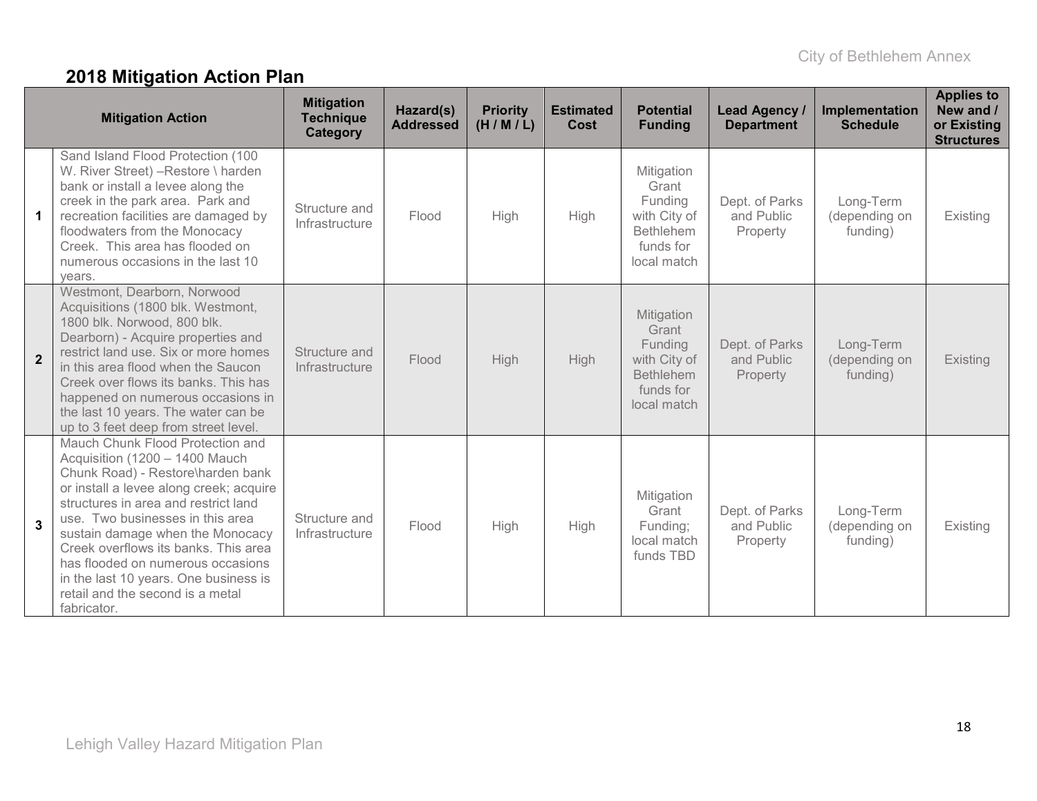## 2018 Mitigation Action Plan

| | Mitigation Action | Mitigation Technique Category | Hazard(s) Addressed | Priority (H / M / L) | Estimated Cost | Potential Funding | Lead Agency / Department | Implementation Schedule | Applies to New and / or Existing Structures |
|---|---|---|---|---|---|---|---|---|---|
| **1** | Sand Island Flood Protection (100 W. River Street) –Restore \ harden bank or install a levee along the creek in the park area. Park and recreation facilities are damaged by floodwaters from the Monocacy Creek. This area has flooded on numerous occasions in the last 10 years. | Structure and Infrastructure | Flood | High | High | Mitigation Grant Funding with City of Bethlehem funds for local match | Dept. of Parks and Public Property | Long-Term (depending on funding) | Existing |
| **2** | Westmont, Dearborn, Norwood Acquisitions (1800 blk. Westmont, 1800 blk. Norwood, 800 blk. Dearborn) - Acquire properties and restrict land use. Six or more homes in this area flood when the Saucon Creek over flows its banks. This has happened on numerous occasions in the last 10 years. The water can be up to 3 feet deep from street level. | Structure and Infrastructure | Flood | High | High | Mitigation Grant Funding with City of Bethlehem funds for local match | Dept. of Parks and Public Property | Long-Term (depending on funding) | Existing |
| **3** | Mauch Chunk Flood Protection and Acquisition (1200 – 1400 Mauch Chunk Road) - Restore\harden bank or install a levee along creek; acquire structures in area and restrict land use. Two businesses in this area sustain damage when the Monocacy Creek overflows its banks. This area has flooded on numerous occasions in the last 10 years. One business is retail and the second is a metal fabricator. | Structure and Infrastructure | Flood | High | High | Mitigation Grant Funding; local match funds TBD | Dept. of Parks and Public Property | Long-Term (depending on funding) | Existing |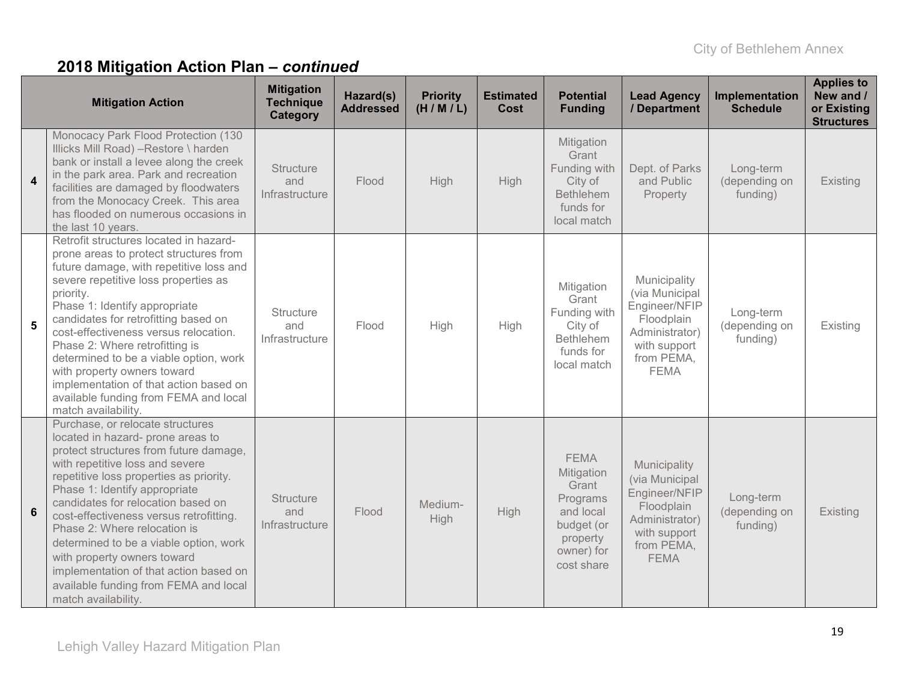## 2018 Mitigation Action Plan – *continued*

| | Mitigation Action | Mitigation Technique Category | Hazard(s) Addressed | Priority (H / M / L) | Estimated Cost | Potential Funding | Lead Agency / Department | Implementation Schedule | Applies to New and / or Existing Structures |
|---|---|---|---|---|---|---|---|---|---|
| 4 | Monocacy Park Flood Protection (130 Illicks Mill Road) –Restore \ harden bank or install a levee along the creek in the park area. Park and recreation facilities are damaged by floodwaters from the Monocacy Creek. This area has flooded on numerous occasions in the last 10 years. | Structure and Infrastructure | Flood | High | High | Mitigation Grant Funding with City of Bethlehem funds for local match | Dept. of Parks and Public Property | Long-term (depending on funding) | Existing |
| 5 | Retrofit structures located in hazard-prone areas to protect structures from future damage, with repetitive loss and severe repetitive loss properties as priority.<br>Phase 1: Identify appropriate candidates for retrofitting based on cost-effectiveness versus relocation.<br>Phase 2: Where retrofitting is determined to be a viable option, work with property owners toward implementation of that action based on available funding from FEMA and local match availability. | Structure and Infrastructure | Flood | High | High | Mitigation Grant Funding with City of Bethlehem funds for local match | Municipality (via Municipal Engineer/NFIP Floodplain Administrator) with support from PEMA, FEMA | Long-term (depending on funding) | Existing |
| 6 | Purchase, or relocate structures located in hazard- prone areas to protect structures from future damage, with repetitive loss and severe repetitive loss properties as priority.<br>Phase 1: Identify appropriate candidates for relocation based on cost-effectiveness versus retrofitting.<br>Phase 2: Where relocation is determined to be a viable option, work with property owners toward implementation of that action based on available funding from FEMA and local match availability. | Structure and Infrastructure | Flood | Medium-High | High | FEMA Mitigation Grant Programs and local budget (or property owner) for cost share | Municipality (via Municipal Engineer/NFIP Floodplain Administrator) with support from PEMA, FEMA | Long-term (depending on funding) | Existing |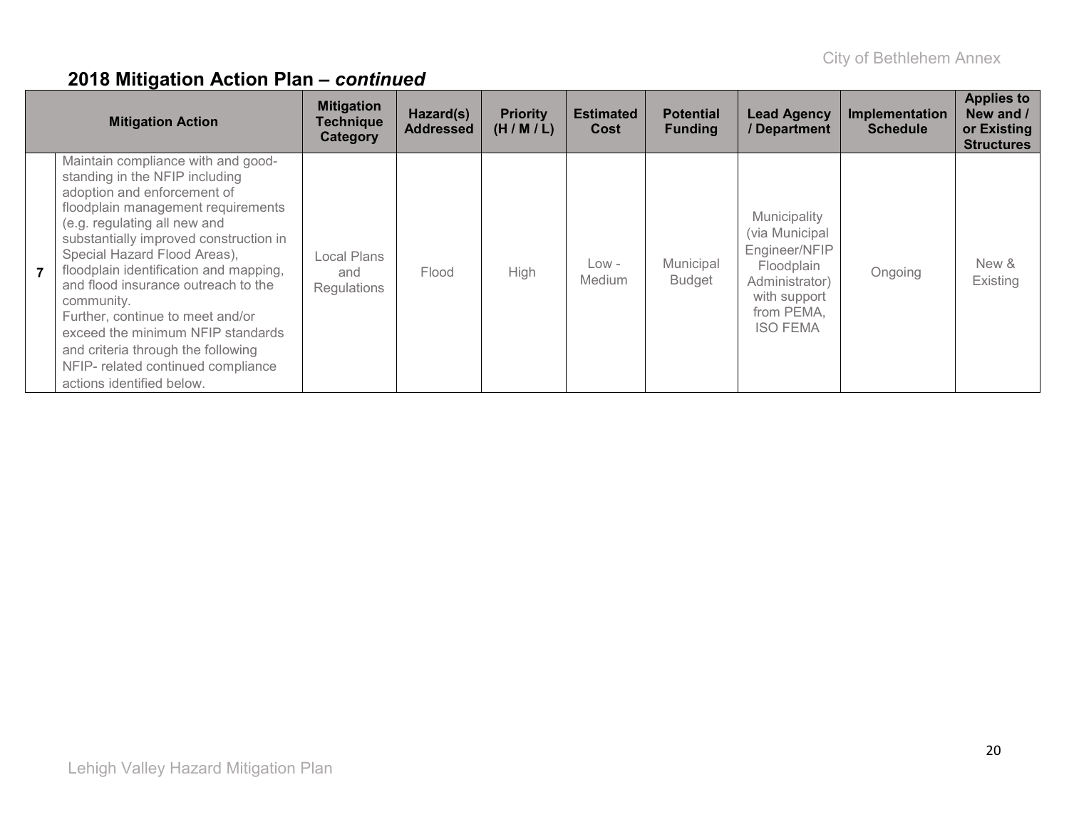## 2018 Mitigation Action Plan – *continued*

| | Mitigation Action | Mitigation Technique Category | Hazard(s) Addressed | Priority (H / M / L) | Estimated Cost | Potential Funding | Lead Agency / Department | Implementation Schedule | Applies to New and / or Existing Structures |
|---|---|---|---|---|---|---|---|---|---|
| 7 | Maintain compliance with and good-standing in the NFIP including adoption and enforcement of floodplain management requirements (e.g. regulating all new and substantially improved construction in Special Hazard Flood Areas), floodplain identification and mapping, and flood insurance outreach to the community. Further, continue to meet and/or exceed the minimum NFIP standards and criteria through the following NFIP- related continued compliance actions identified below. | Local Plans and Regulations | Flood | High | Low - Medium | Municipal Budget | Municipality (via Municipal Engineer/NFIP Floodplain Administrator) with support from PEMA, ISO FEMA | Ongoing | New & Existing |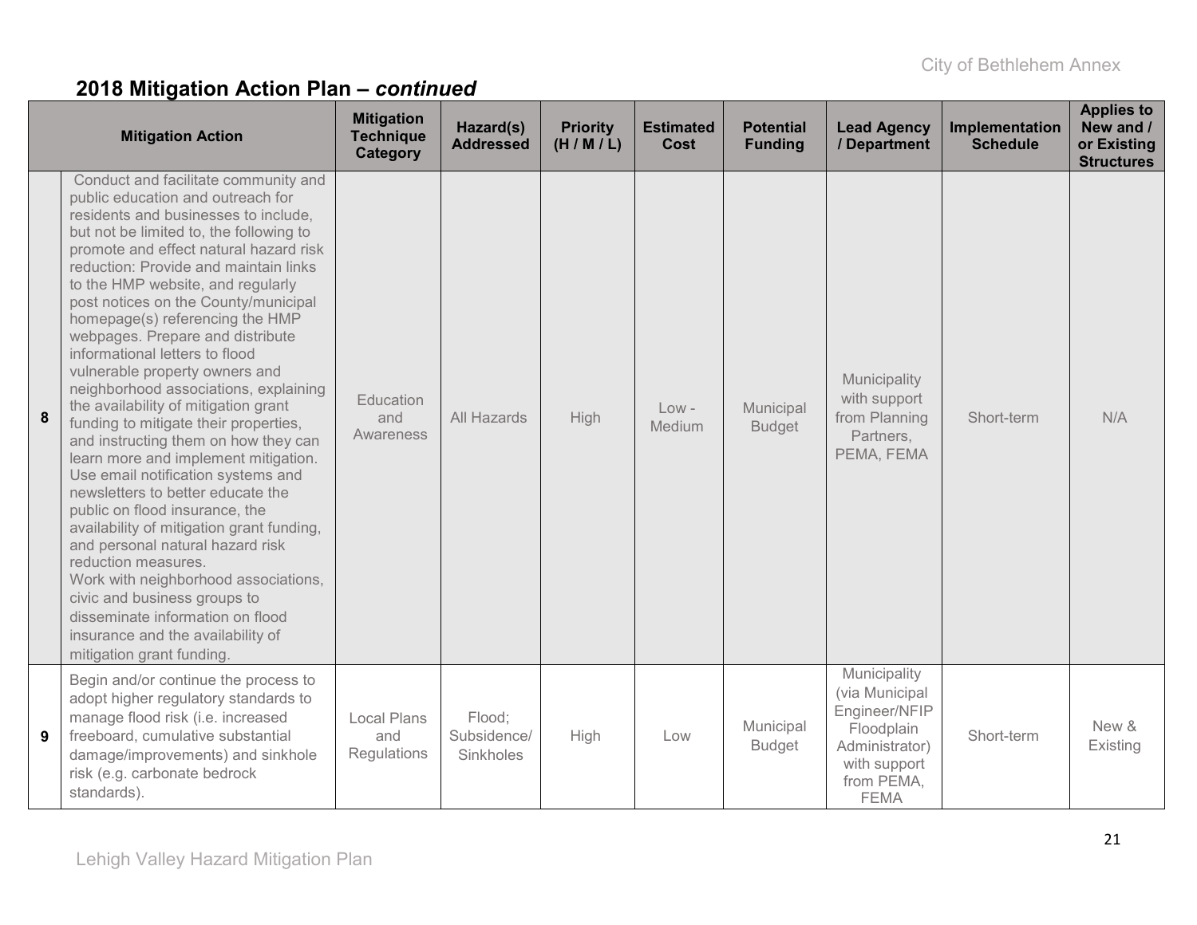## 2018 Mitigation Action Plan – *continued*

| | Mitigation Action | Mitigation Technique Category | Hazard(s) Addressed | Priority (H / M / L) | Estimated Cost | Potential Funding | Lead Agency / Department | Implementation Schedule | Applies to New and / or Existing Structures |
|---|---|---|---|---|---|---|---|---|---|
| 8 | Conduct and facilitate community and public education and outreach for residents and businesses to include, but not be limited to, the following to promote and effect natural hazard risk reduction: Provide and maintain links to the HMP website, and regularly post notices on the County/municipal homepage(s) referencing the HMP webpages. Prepare and distribute informational letters to flood vulnerable property owners and neighborhood associations, explaining the availability of mitigation grant funding to mitigate their properties, and instructing them on how they can learn more and implement mitigation. Use email notification systems and newsletters to better educate the public on flood insurance, the availability of mitigation grant funding, and personal natural hazard risk reduction measures. Work with neighborhood associations, civic and business groups to disseminate information on flood insurance and the availability of mitigation grant funding. | Education and Awareness | All Hazards | High | Low - Medium | Municipal Budget | Municipality with support from Planning Partners, PEMA, FEMA | Short-term | N/A |
| 9 | Begin and/or continue the process to adopt higher regulatory standards to manage flood risk (i.e. increased freeboard, cumulative substantial damage/improvements) and sinkhole risk (e.g. carbonate bedrock standards). | Local Plans and Regulations | Flood; Subsidence/ Sinkholes | High | Low | Municipal Budget | Municipality (via Municipal Engineer/NFIP Floodplain Administrator) with support from PEMA, FEMA | Short-term | New & Existing |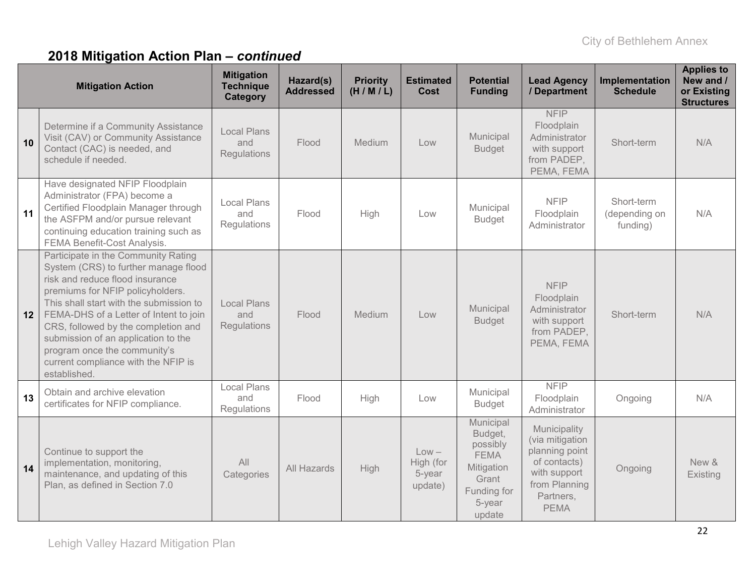## 2018 Mitigation Action Plan – *continued*

| | Mitigation Action | Mitigation Technique Category | Hazard(s) Addressed | Priority (H / M / L) | Estimated Cost | Potential Funding | Lead Agency / Department | Implementation Schedule | Applies to New and / or Existing Structures |
|---|---|---|---|---|---|---|---|---|---|
| 10 | Determine if a Community Assistance Visit (CAV) or Community Assistance Contact (CAC) is needed, and schedule if needed. | Local Plans and Regulations | Flood | Medium | Low | Municipal Budget | NFIP Floodplain Administrator with support from PADEP, PEMA, FEMA | Short-term | N/A |
| 11 | Have designated NFIP Floodplain Administrator (FPA) become a Certified Floodplain Manager through the ASFPM and/or pursue relevant continuing education training such as FEMA Benefit-Cost Analysis. | Local Plans and Regulations | Flood | High | Low | Municipal Budget | NFIP Floodplain Administrator | Short-term (depending on funding) | N/A |
| 12 | Participate in the Community Rating System (CRS) to further manage flood risk and reduce flood insurance premiums for NFIP policyholders. This shall start with the submission to FEMA-DHS of a Letter of Intent to join CRS, followed by the completion and submission of an application to the program once the community's current compliance with the NFIP is established. | Local Plans and Regulations | Flood | Medium | Low | Municipal Budget | NFIP Floodplain Administrator with support from PADEP, PEMA, FEMA | Short-term | N/A |
| 13 | Obtain and archive elevation certificates for NFIP compliance. | Local Plans and Regulations | Flood | High | Low | Municipal Budget | NFIP Floodplain Administrator | Ongoing | N/A |
| 14 | Continue to support the implementation, monitoring, maintenance, and updating of this Plan, as defined in Section 7.0 | All Categories | All Hazards | High | Low – High (for 5-year update) | Municipal Budget, possibly FEMA Mitigation Grant Funding for 5-year update | Municipality (via mitigation planning point of contacts) with support from Planning Partners, PEMA | Ongoing | New & Existing |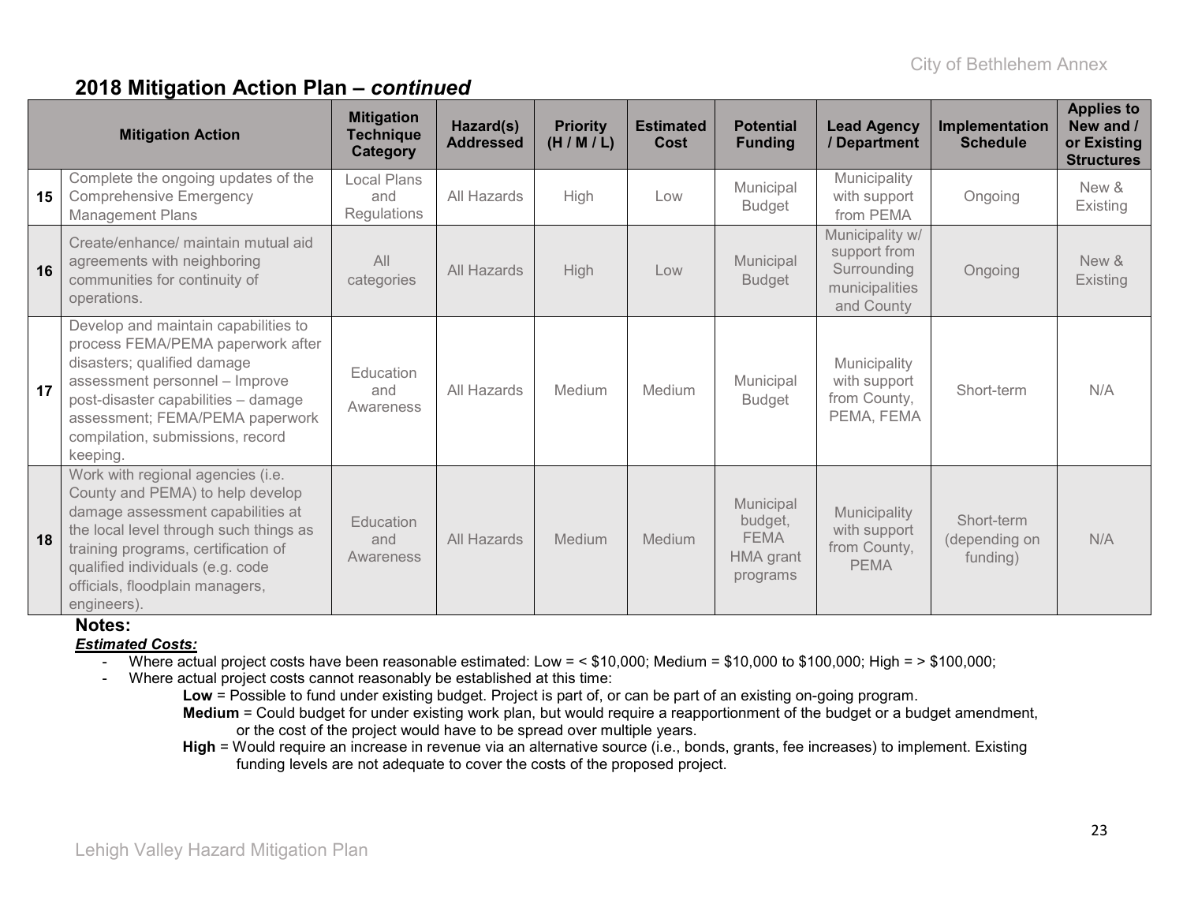## 2018 Mitigation Action Plan – *continued*

| | Mitigation Action | Mitigation Technique Category | Hazard(s) Addressed | Priority (H / M / L) | Estimated Cost | Potential Funding | Lead Agency / Department | Implementation Schedule | Applies to New and / or Existing Structures |
|---|---|---|---|---|---|---|---|---|---|
| 15 | Complete the ongoing updates of the Comprehensive Emergency Management Plans | Local Plans and Regulations | All Hazards | High | Low | Municipal Budget | Municipality with support from PEMA | Ongoing | New & Existing |
| 16 | Create/enhance/ maintain mutual aid agreements with neighboring communities for continuity of operations. | All categories | All Hazards | High | Low | Municipal Budget | Municipality w/ support from Surrounding municipalities and County | Ongoing | New & Existing |
| 17 | Develop and maintain capabilities to process FEMA/PEMA paperwork after disasters; qualified damage assessment personnel – Improve post-disaster capabilities – damage assessment; FEMA/PEMA paperwork compilation, submissions, record keeping. | Education and Awareness | All Hazards | Medium | Medium | Municipal Budget | Municipality with support from County, PEMA, FEMA | Short-term | N/A |
| 18 | Work with regional agencies (i.e. County and PEMA) to help develop damage assessment capabilities at the local level through such things as training programs, certification of qualified individuals (e.g. code officials, floodplain managers, engineers). | Education and Awareness | All Hazards | Medium | Medium | Municipal budget, FEMA HMA grant programs | Municipality with support from County, PEMA | Short-term (depending on funding) | N/A |

**Notes:**

***Estimated Costs:***

- Where actual project costs have been reasonable estimated: Low = < $10,000; Medium = $10,000 to $100,000; High = > $100,000;
- Where actual project costs cannot reasonably be established at this time:
  - **Low** = Possible to fund under existing budget. Project is part of, or can be part of an existing on-going program.
  - **Medium** = Could budget for under existing work plan, but would require a reapportionment of the budget or a budget amendment, or the cost of the project would have to be spread over multiple years.
  - **High** = Would require an increase in revenue via an alternative source (i.e., bonds, grants, fee increases) to implement. Existing funding levels are not adequate to cover the costs of the proposed project.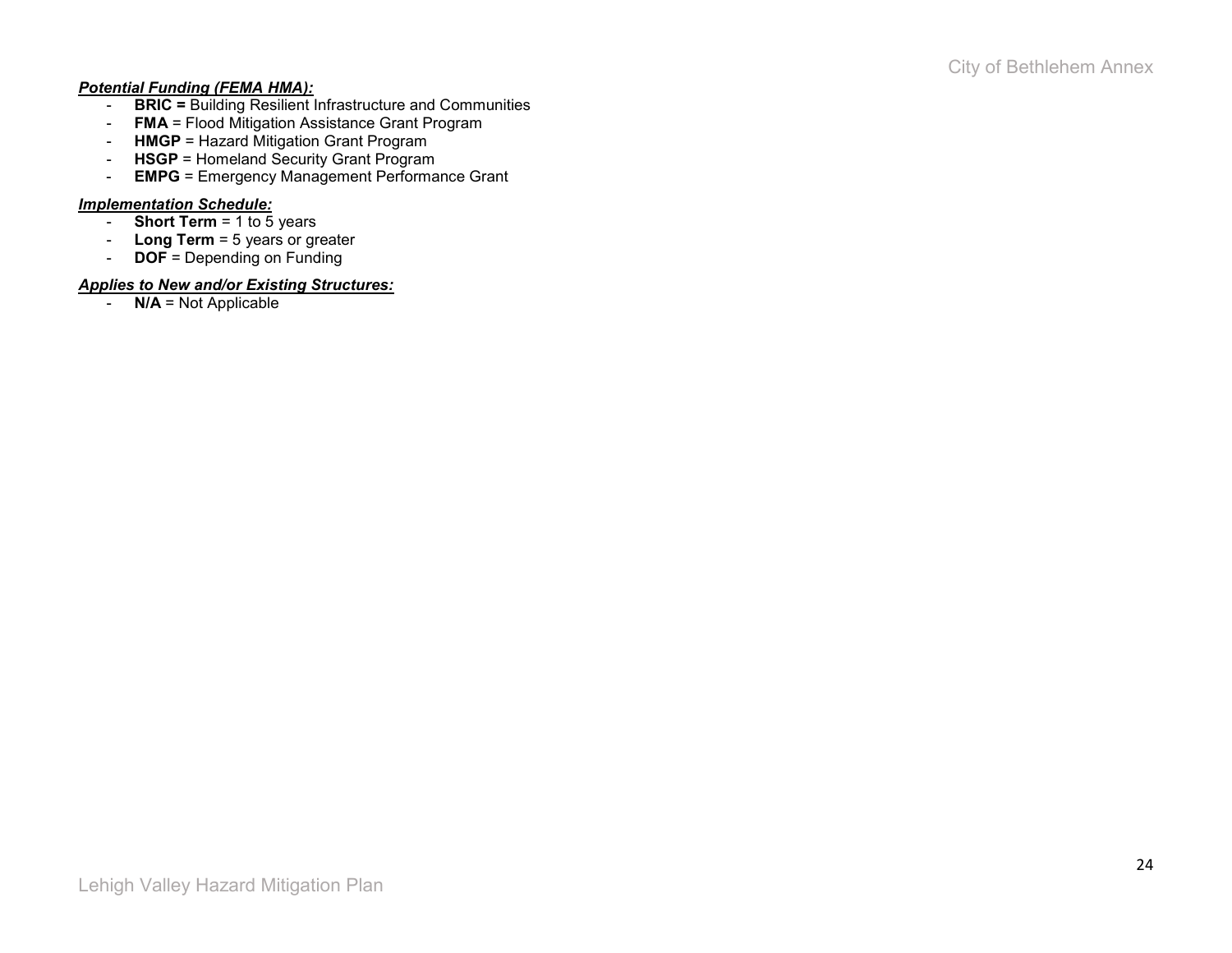***Potential Funding (FEMA HMA):***

- **BRIC =** Building Resilient Infrastructure and Communities
- **FMA** = Flood Mitigation Assistance Grant Program
- **HMGP** = Hazard Mitigation Grant Program
- **HSGP** = Homeland Security Grant Program
- **EMPG** = Emergency Management Performance Grant

***Implementation Schedule:***

- **Short Term** = 1 to 5 years
- **Long Term** = 5 years or greater
- **DOF** = Depending on Funding

***Applies to New and/or Existing Structures:***

- **N/A** = Not Applicable